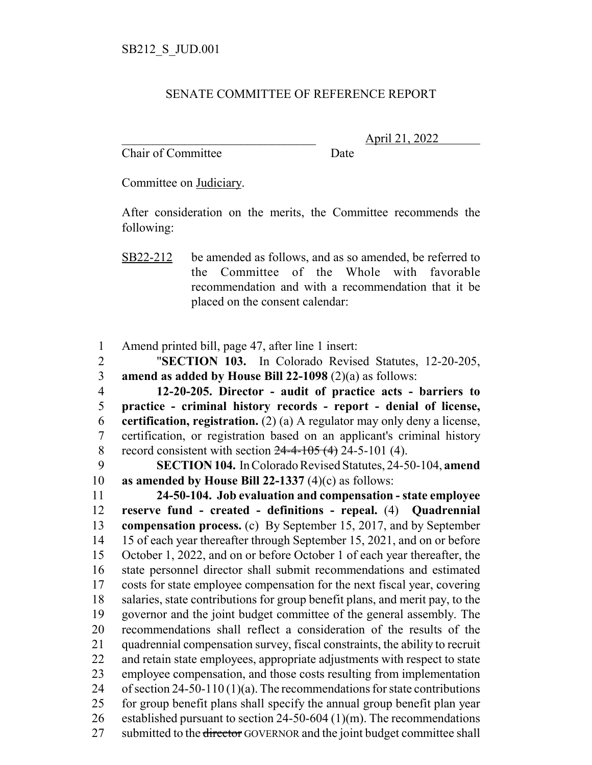SB212_S_JUD.001

SENATE COMMITTEE OF REFERENCE REPORT

_______________________________ April 21, 2022

Chair of Committee Date

Committee on Judiciary.

After consideration on the merits, the Committee recommends the following:

SB22-212 be amended as follows, and as so amended, be referred to the Committee of the Whole with favorable recommendation and with a recommendation that it be placed on the consent calendar:

1 Amend printed bill, page 47, after line 1 insert:

2 "**SECTION 103.** In Colorado Revised Statutes, 12-20-205,
3 **amend as added by House Bill 22-1098** (2)(a) as follows:

4 **12-20-205. Director - audit of practice acts - barriers to**
5 **practice - criminal history records - report - denial of license,**
6 **certification, registration.** (2) (a) A regulator may only deny a license,
7 certification, or registration based on an applicant's criminal history
8 record consistent with section ~~24-4-105 (4)~~ 24-5-101 (4).

9 **SECTION 104.** In Colorado Revised Statutes, 24-50-104, **amend**
10 **as amended by House Bill 22-1337** (4)(c) as follows:

11 **24-50-104. Job evaluation and compensation - state employee**
12 **reserve fund - created - definitions - repeal.** (4) **Quadrennial**
13 **compensation process.** (c) By September 15, 2017, and by September
14 15 of each year thereafter through September 15, 2021, and on or before
15 October 1, 2022, and on or before October 1 of each year thereafter, the
16 state personnel director shall submit recommendations and estimated
17 costs for state employee compensation for the next fiscal year, covering
18 salaries, state contributions for group benefit plans, and merit pay, to the
19 governor and the joint budget committee of the general assembly. The
20 recommendations shall reflect a consideration of the results of the
21 quadrennial compensation survey, fiscal constraints, the ability to recruit
22 and retain state employees, appropriate adjustments with respect to state
23 employee compensation, and those costs resulting from implementation
24 of section 24-50-110 (1)(a). The recommendations for state contributions
25 for group benefit plans shall specify the annual group benefit plan year
26 established pursuant to section 24-50-604 (1)(m). The recommendations
27 submitted to the ~~director~~ GOVERNOR and the joint budget committee shall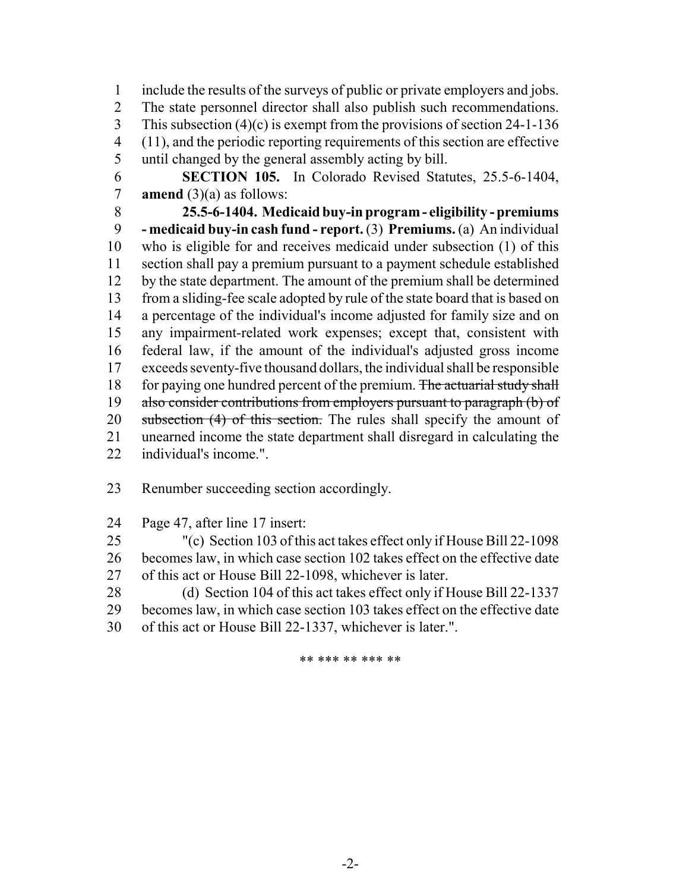include the results of the surveys of public or private employers and jobs. The state personnel director shall also publish such recommendations. This subsection (4)(c) is exempt from the provisions of section 24-1-136 (11), and the periodic reporting requirements of this section are effective until changed by the general assembly acting by bill.

**SECTION 105.** In Colorado Revised Statutes, 25.5-6-1404, **amend** (3)(a) as follows:

**25.5-6-1404. Medicaid buy-in program - eligibility - premiums - medicaid buy-in cash fund - report.** (3) **Premiums.** (a) An individual who is eligible for and receives medicaid under subsection (1) of this section shall pay a premium pursuant to a payment schedule established by the state department. The amount of the premium shall be determined from a sliding-fee scale adopted by rule of the state board that is based on a percentage of the individual's income adjusted for family size and on any impairment-related work expenses; except that, consistent with federal law, if the amount of the individual's adjusted gross income exceeds seventy-five thousand dollars, the individual shall be responsible for paying one hundred percent of the premium. ~~The actuarial study shall also consider contributions from employers pursuant to paragraph (b) of subsection (4) of this section.~~ The rules shall specify the amount of unearned income the state department shall disregard in calculating the individual's income.".

Renumber succeeding section accordingly.

Page 47, after line 17 insert:

"(c) Section 103 of this act takes effect only if House Bill 22-1098 becomes law, in which case section 102 takes effect on the effective date of this act or House Bill 22-1098, whichever is later.

(d) Section 104 of this act takes effect only if House Bill 22-1337 becomes law, in which case section 103 takes effect on the effective date of this act or House Bill 22-1337, whichever is later.".

** *** ** *** **